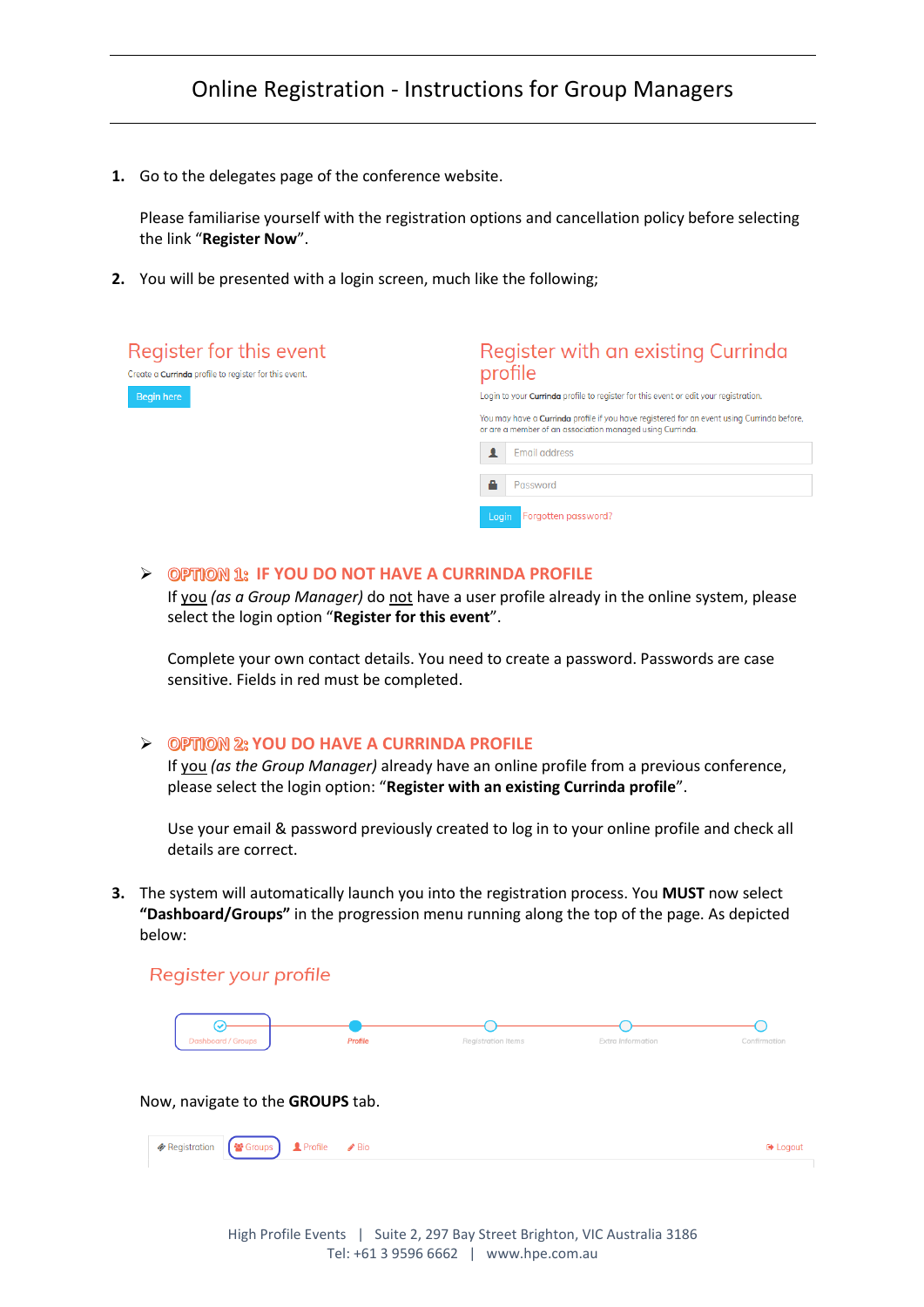# Online Registration - Instructions for Group Managers

1. Go to the delegates page of the conference website.

   Please familiarise yourself with the registration options and cancellation policy before selecting the link "**Register Now**".

2. You will be presented with a login screen, much like the following;

   Register for this event

   Create a Currinda profile to register for this event.

   Begin here

   Register with an existing Currinda profile

   Login to your Currinda profile to register for this event or edit your registration.

   You may have a Currinda profile if you have registered for an event using Currinda before, or are a member of an association managed using Currinda.

   Email address

   Password

   Login Forgotten password?

   - **OPTION 1: IF YOU DO NOT HAVE A CURRINDA PROFILE**

     If you *(as a Group Manager)* do not have a user profile already in the online system, please select the login option "**Register for this event**".

     Complete your own contact details. You need to create a password. Passwords are case sensitive. Fields in red must be completed.

   - **OPTION 2: YOU DO HAVE A CURRINDA PROFILE**

     If you *(as the Group Manager)* already have an online profile from a previous conference, please select the login option: "**Register with an existing Currinda profile**".

     Use your email & password previously created to log in to your online profile and check all details are correct.

3. The system will automatically launch you into the registration process. You **MUST** now select **"Dashboard/Groups"** in the progression menu running along the top of the page. As depicted below:

   Register your profile

   Dashboard / Groups — Profile — Registration Items — Extra Information — Confirmation

   Now, navigate to the **GROUPS** tab.

   Registration | Groups | Profile | Bio | Logout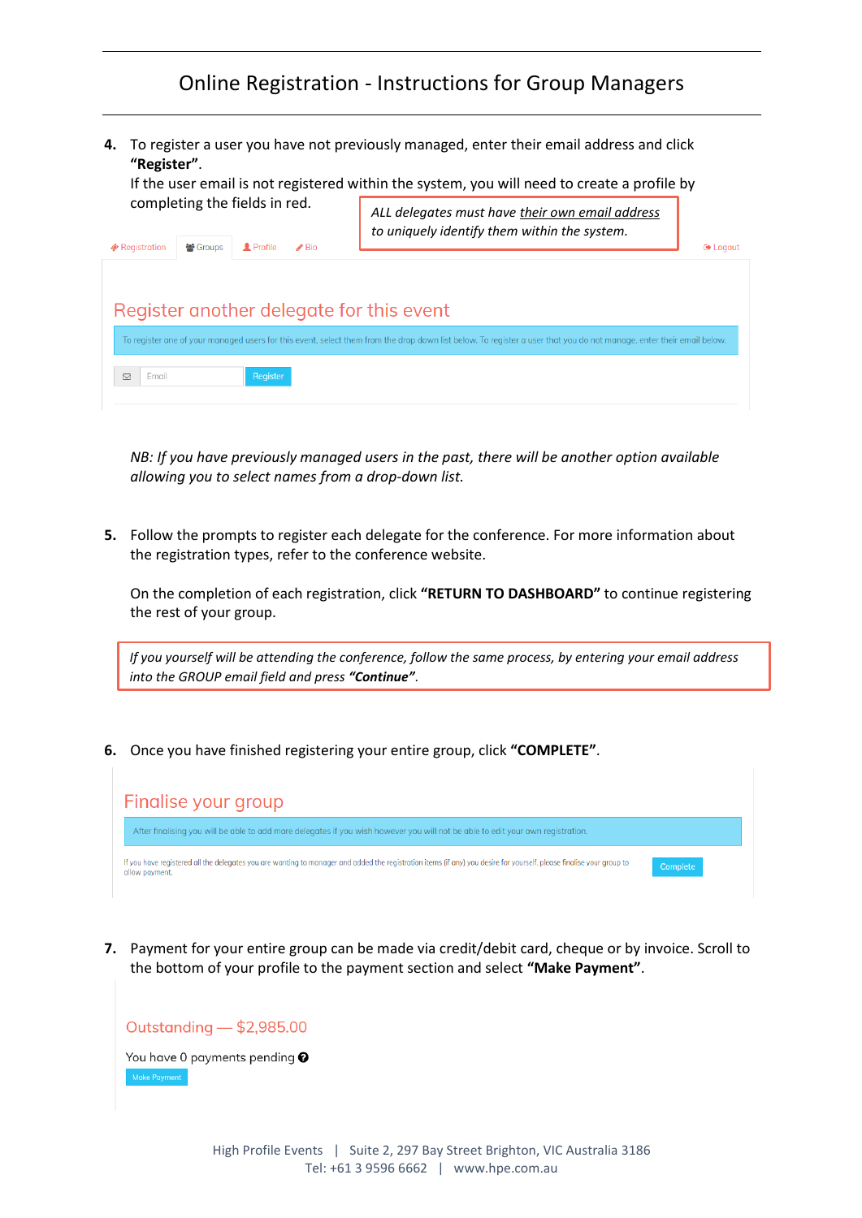# Online Registration - Instructions for Group Managers

4. To register a user you have not previously managed, enter their email address and click **"Register"**.
   If the user email is not registered within the system, you will need to create a profile by completing the fields in red.

   > *ALL delegates must have their own email address to uniquely identify them within the system.*

   Registration | Groups | Profile | Bio | Logout

   Register another delegate for this event

   To register one of your managed users for this event, select them from the drop down list below. To register a user that you do not manage, enter their email below.

   Email | Register

   *NB: If you have previously managed users in the past, there will be another option available allowing you to select names from a drop-down list.*

5. Follow the prompts to register each delegate for the conference. For more information about the registration types, refer to the conference website.

   On the completion of each registration, click **"RETURN TO DASHBOARD"** to continue registering the rest of your group.

   > *If you yourself will be attending the conference, follow the same process, by entering your email address into the GROUP email field and press **"Continue"**.*

6. Once you have finished registering your entire group, click **"COMPLETE"**.

   Finalise your group

   After finalising you will be able to add more delegates if you wish however you will not be able to edit your own registration.

   If you have registered all the delegates you are wanting to manager and added the registration items (if any) you desire for yourself, please finalise your group to allow payment.

   Complete

7. Payment for your entire group can be made via credit/debit card, cheque or by invoice. Scroll to the bottom of your profile to the payment section and select **"Make Payment"**.

   Outstanding — $2,985.00

   You have 0 payments pending

   Make Payment

High Profile Events | Suite 2, 297 Bay Street Brighton, VIC Australia 3186
Tel: +61 3 9596 6662 | www.hpe.com.au